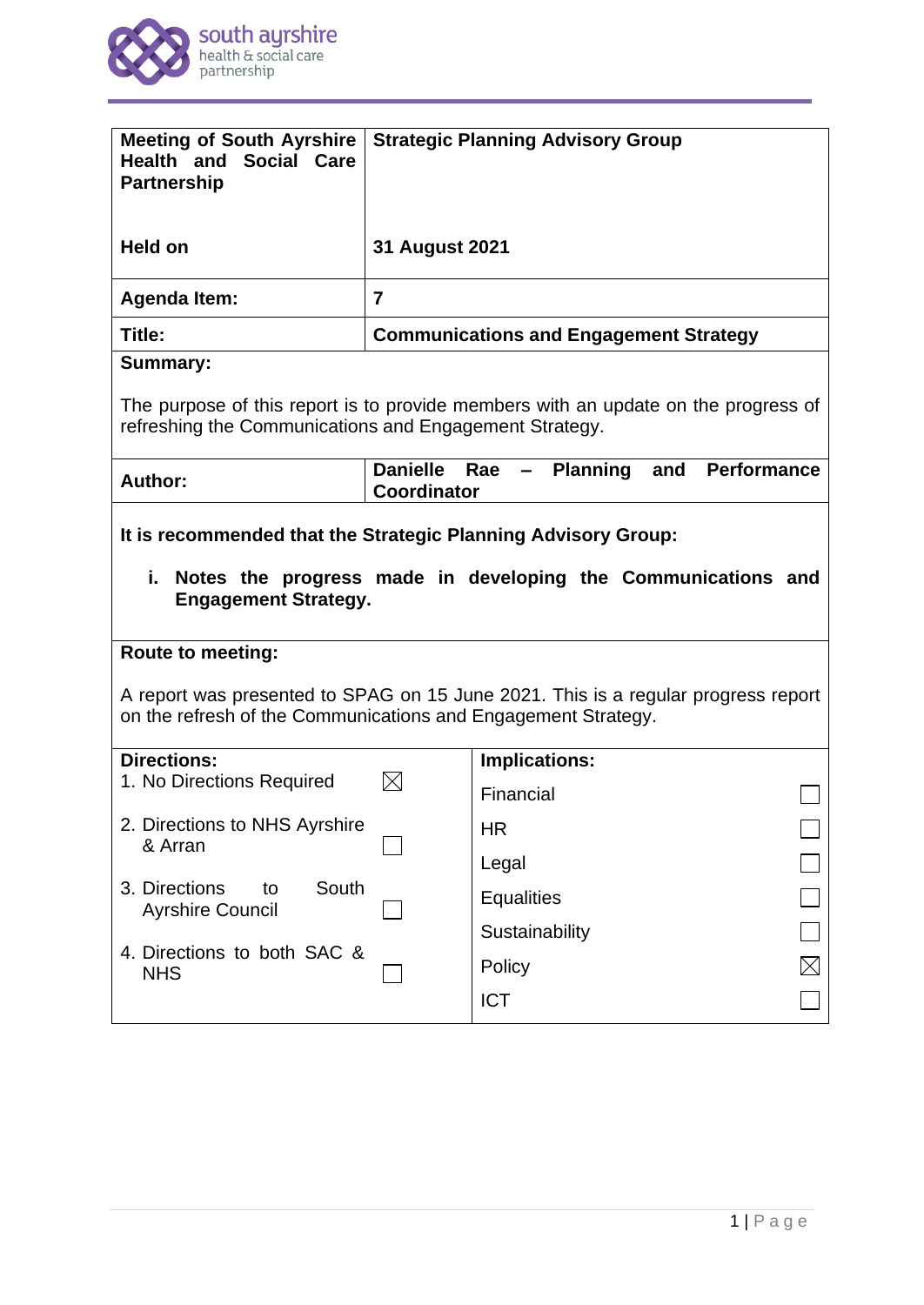| **Meeting of South Ayrshire Health and Social Care Partnership** | **Strategic Planning Advisory Group** |
|---|---|
| **Held on** | **31 August 2021** |
| **Agenda Item:** | **7** |
| **Title:** | **Communications and Engagement Strategy** |

**Summary:**

The purpose of this report is to provide members with an update on the progress of refreshing the Communications and Engagement Strategy.

| **Author:** | **Danielle Rae – Planning and Performance Coordinator** |
|---|---|

**It is recommended that the Strategic Planning Advisory Group:**

i. **Notes the progress made in developing the Communications and Engagement Strategy.**

**Route to meeting:**

A report was presented to SPAG on 15 June 2021. This is a regular progress report on the refresh of the Communications and Engagement Strategy.

| **Directions:** | | **Implications:** | |
|---|---|---|---|
| 1. No Directions Required | ☒ | Financial | ☐ |
| 2. Directions to NHS Ayrshire & Arran | ☐ | HR | ☐ |
| 3. Directions to South Ayrshire Council | ☐ | Legal | ☐ |
| 4. Directions to both SAC & NHS | ☐ | Equalities | ☐ |
| | | Sustainability | ☐ |
| | | Policy | ☒ |
| | | ICT | ☐ |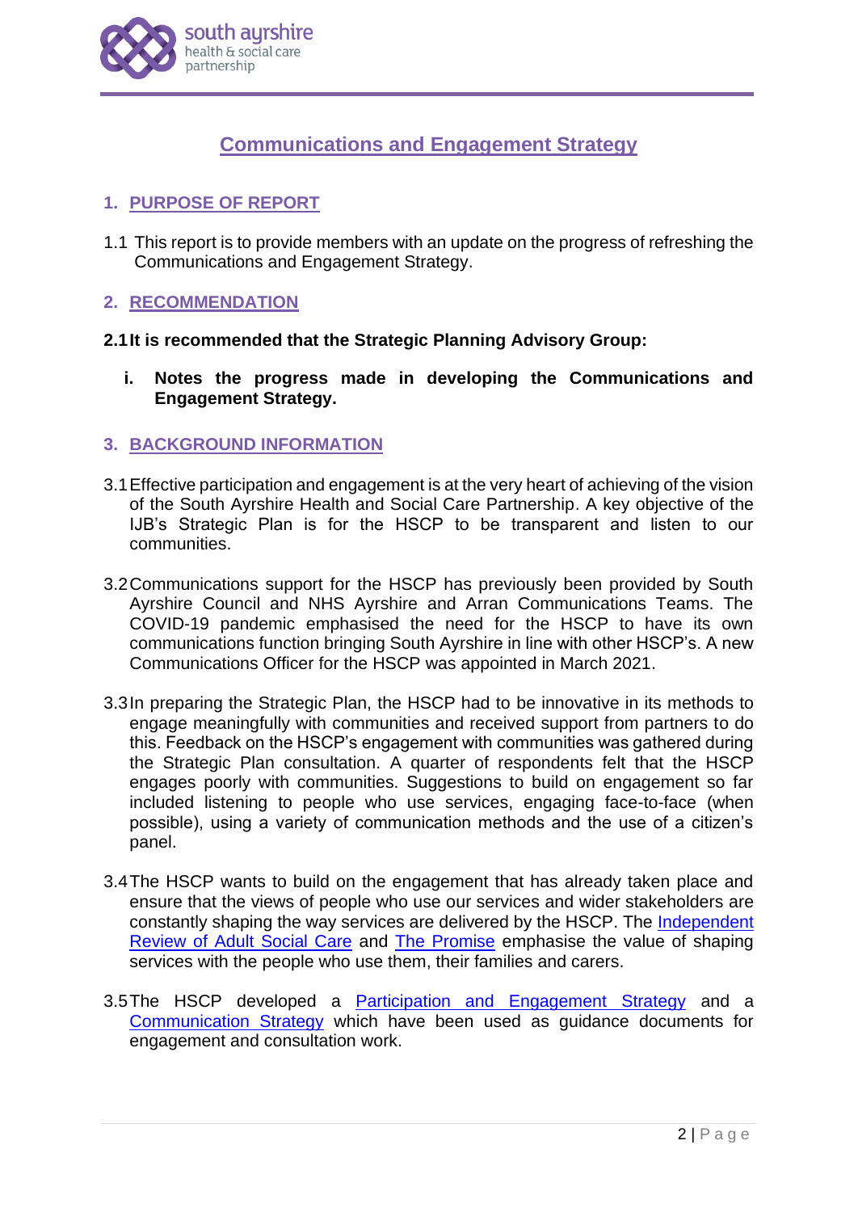# Communications and Engagement Strategy

## 1. PURPOSE OF REPORT

1.1 This report is to provide members with an update on the progress of refreshing the Communications and Engagement Strategy.

## 2. RECOMMENDATION

**2.1 It is recommended that the Strategic Planning Advisory Group:**

**i. Notes the progress made in developing the Communications and Engagement Strategy.**

## 3. BACKGROUND INFORMATION

3.1 Effective participation and engagement is at the very heart of achieving of the vision of the South Ayrshire Health and Social Care Partnership. A key objective of the IJB's Strategic Plan is for the HSCP to be transparent and listen to our communities.

3.2 Communications support for the HSCP has previously been provided by South Ayrshire Council and NHS Ayrshire and Arran Communications Teams. The COVID-19 pandemic emphasised the need for the HSCP to have its own communications function bringing South Ayrshire in line with other HSCP's. A new Communications Officer for the HSCP was appointed in March 2021.

3.3 In preparing the Strategic Plan, the HSCP had to be innovative in its methods to engage meaningfully with communities and received support from partners to do this. Feedback on the HSCP's engagement with communities was gathered during the Strategic Plan consultation. A quarter of respondents felt that the HSCP engages poorly with communities. Suggestions to build on engagement so far included listening to people who use services, engaging face-to-face (when possible), using a variety of communication methods and the use of a citizen's panel.

3.4 The HSCP wants to build on the engagement that has already taken place and ensure that the views of people who use our services and wider stakeholders are constantly shaping the way services are delivered by the HSCP. The Independent Review of Adult Social Care and The Promise emphasise the value of shaping services with the people who use them, their families and carers.

3.5 The HSCP developed a Participation and Engagement Strategy and a Communication Strategy which have been used as guidance documents for engagement and consultation work.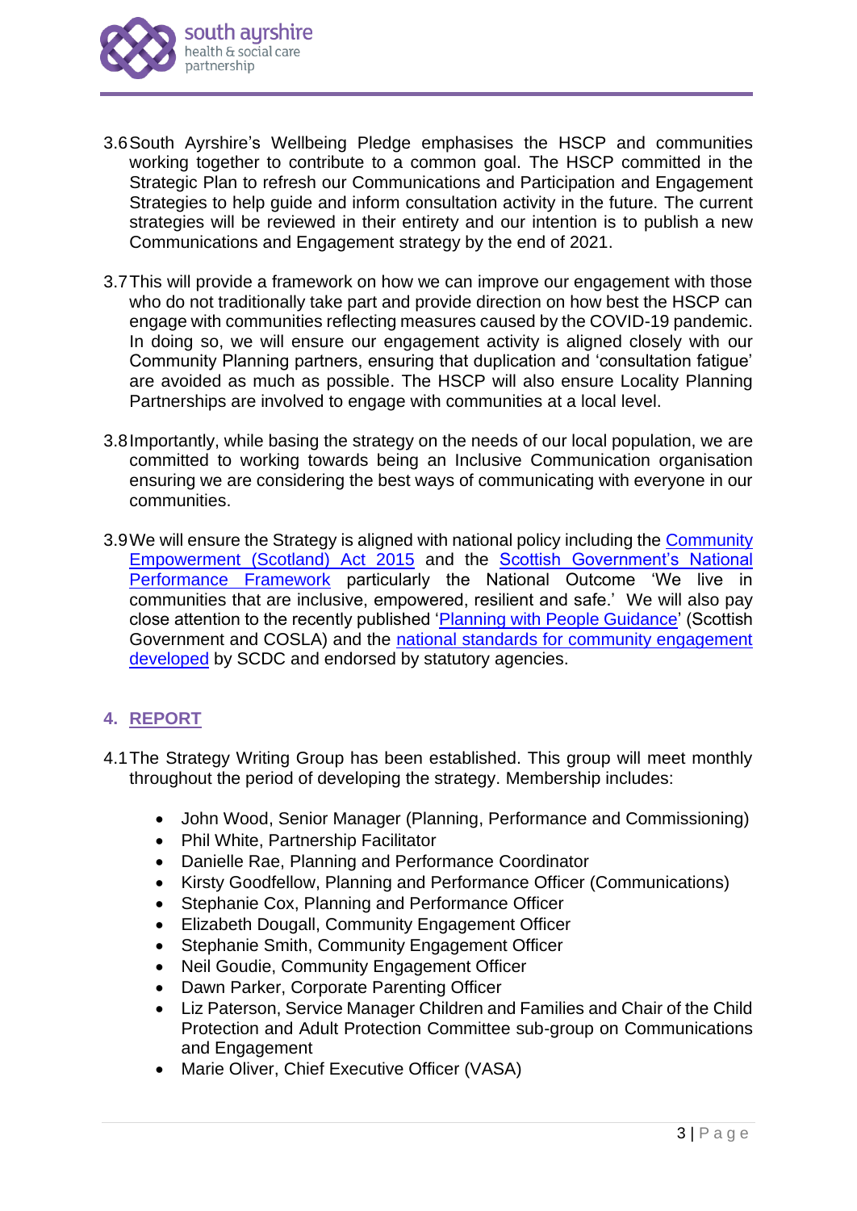3.6 South Ayrshire's Wellbeing Pledge emphasises the HSCP and communities working together to contribute to a common goal. The HSCP committed in the Strategic Plan to refresh our Communications and Participation and Engagement Strategies to help guide and inform consultation activity in the future. The current strategies will be reviewed in their entirety and our intention is to publish a new Communications and Engagement strategy by the end of 2021.

3.7 This will provide a framework on how we can improve our engagement with those who do not traditionally take part and provide direction on how best the HSCP can engage with communities reflecting measures caused by the COVID-19 pandemic. In doing so, we will ensure our engagement activity is aligned closely with our Community Planning partners, ensuring that duplication and 'consultation fatigue' are avoided as much as possible. The HSCP will also ensure Locality Planning Partnerships are involved to engage with communities at a local level.

3.8 Importantly, while basing the strategy on the needs of our local population, we are committed to working towards being an Inclusive Communication organisation ensuring we are considering the best ways of communicating with everyone in our communities.

3.9 We will ensure the Strategy is aligned with national policy including the Community Empowerment (Scotland) Act 2015 and the Scottish Government's National Performance Framework particularly the National Outcome 'We live in communities that are inclusive, empowered, resilient and safe.' We will also pay close attention to the recently published 'Planning with People Guidance' (Scottish Government and COSLA) and the national standards for community engagement developed by SCDC and endorsed by statutory agencies.

## 4. REPORT

4.1 The Strategy Writing Group has been established. This group will meet monthly throughout the period of developing the strategy. Membership includes:

- John Wood, Senior Manager (Planning, Performance and Commissioning)
- Phil White, Partnership Facilitator
- Danielle Rae, Planning and Performance Coordinator
- Kirsty Goodfellow, Planning and Performance Officer (Communications)
- Stephanie Cox, Planning and Performance Officer
- Elizabeth Dougall, Community Engagement Officer
- Stephanie Smith, Community Engagement Officer
- Neil Goudie, Community Engagement Officer
- Dawn Parker, Corporate Parenting Officer
- Liz Paterson, Service Manager Children and Families and Chair of the Child Protection and Adult Protection Committee sub-group on Communications and Engagement
- Marie Oliver, Chief Executive Officer (VASA)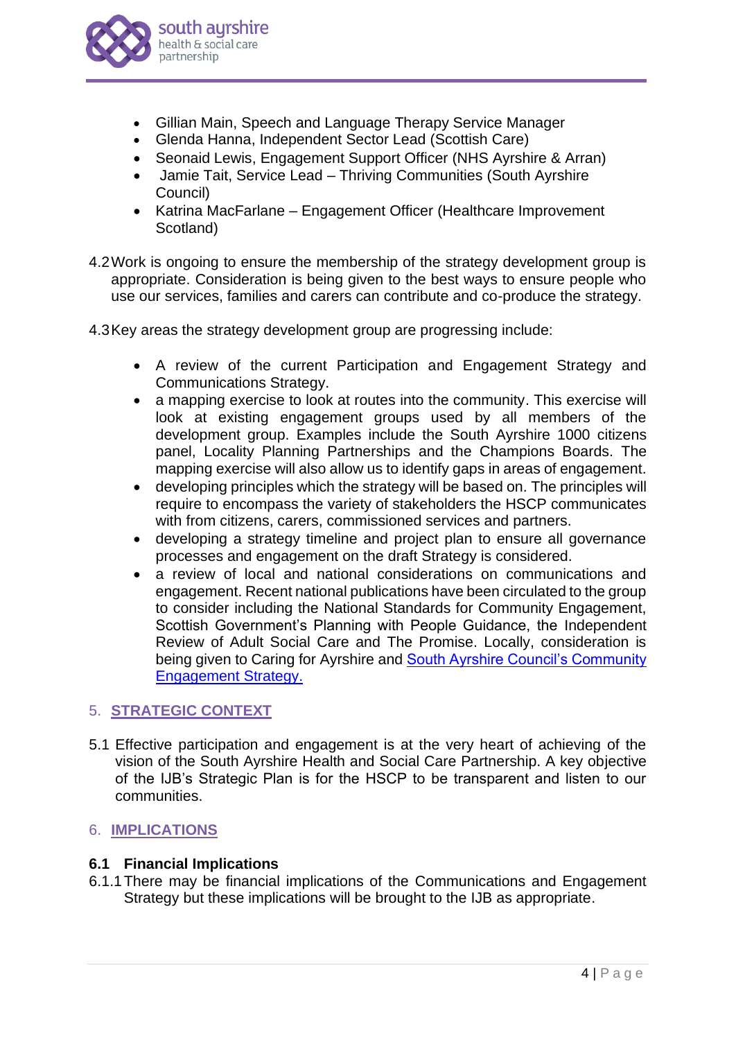- Gillian Main, Speech and Language Therapy Service Manager
- Glenda Hanna, Independent Sector Lead (Scottish Care)
- Seonaid Lewis, Engagement Support Officer (NHS Ayrshire & Arran)
- Jamie Tait, Service Lead – Thriving Communities (South Ayrshire Council)
- Katrina MacFarlane – Engagement Officer (Healthcare Improvement Scotland)

4.2 Work is ongoing to ensure the membership of the strategy development group is appropriate. Consideration is being given to the best ways to ensure people who use our services, families and carers can contribute and co-produce the strategy.

4.3 Key areas the strategy development group are progressing include:

- A review of the current Participation and Engagement Strategy and Communications Strategy.
- a mapping exercise to look at routes into the community. This exercise will look at existing engagement groups used by all members of the development group. Examples include the South Ayrshire 1000 citizens panel, Locality Planning Partnerships and the Champions Boards. The mapping exercise will also allow us to identify gaps in areas of engagement.
- developing principles which the strategy will be based on. The principles will require to encompass the variety of stakeholders the HSCP communicates with from citizens, carers, commissioned services and partners.
- developing a strategy timeline and project plan to ensure all governance processes and engagement on the draft Strategy is considered.
- a review of local and national considerations on communications and engagement. Recent national publications have been circulated to the group to consider including the National Standards for Community Engagement, Scottish Government's Planning with People Guidance, the Independent Review of Adult Social Care and The Promise. Locally, consideration is being given to Caring for Ayrshire and South Ayrshire Council's Community Engagement Strategy.

## 5. STRATEGIC CONTEXT

5.1 Effective participation and engagement is at the very heart of achieving of the vision of the South Ayrshire Health and Social Care Partnership. A key objective of the IJB's Strategic Plan is for the HSCP to be transparent and listen to our communities.

## 6. IMPLICATIONS

### 6.1 Financial Implications

6.1.1 There may be financial implications of the Communications and Engagement Strategy but these implications will be brought to the IJB as appropriate.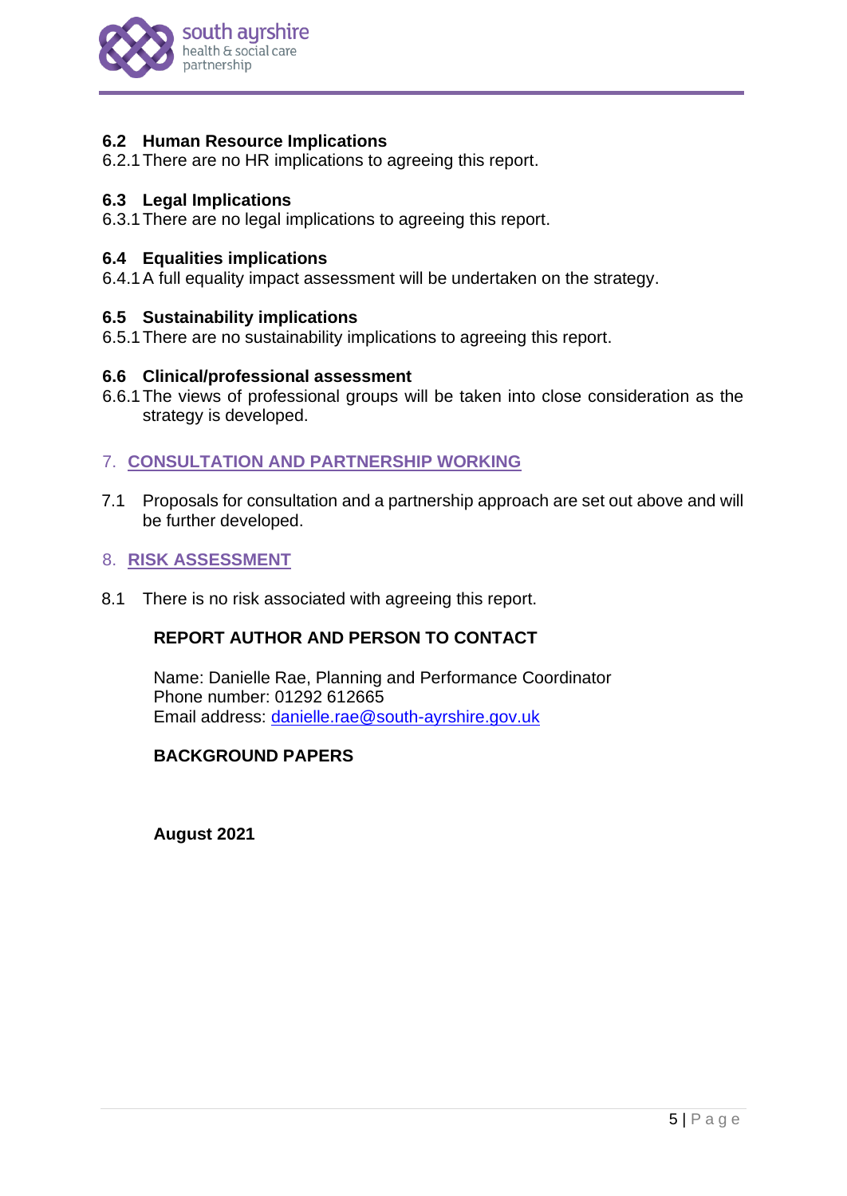### 6.2 Human Resource Implications

6.2.1 There are no HR implications to agreeing this report.

### 6.3 Legal Implications

6.3.1 There are no legal implications to agreeing this report.

### 6.4 Equalities implications

6.4.1 A full equality impact assessment will be undertaken on the strategy.

### 6.5 Sustainability implications

6.5.1 There are no sustainability implications to agreeing this report.

### 6.6 Clinical/professional assessment

6.6.1 The views of professional groups will be taken into close consideration as the strategy is developed.

## 7. CONSULTATION AND PARTNERSHIP WORKING

7.1 Proposals for consultation and a partnership approach are set out above and will be further developed.

## 8. RISK ASSESSMENT

8.1 There is no risk associated with agreeing this report.

**REPORT AUTHOR AND PERSON TO CONTACT**

Name: Danielle Rae, Planning and Performance Coordinator
Phone number: 01292 612665
Email address: danielle.rae@south-ayrshire.gov.uk

**BACKGROUND PAPERS**

**August 2021**